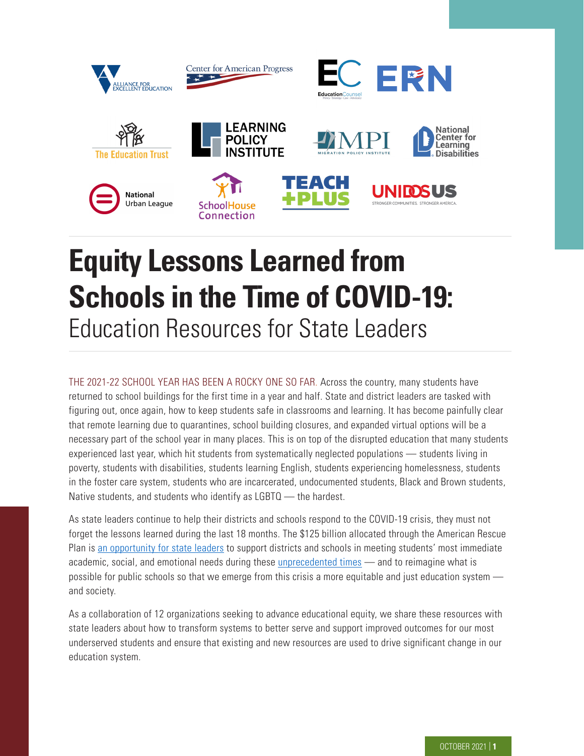# Equity Lessons Learned from Schools in the Time of COVID-19:

## Education Resources for State Leaders

THE 2021-22 SCHOOL YEAR HAS BEEN A ROCKY ONE SO FAR. Across the country, many students have returned to school buildings for the first time in a year and half. State and district leaders are tasked with figuring out, once again, how to keep students safe in classrooms and learning. It has become painfully clear that remote learning due to quarantines, school building closures, and expanded virtual options will be a necessary part of the school year in many places. This is on top of the disrupted education that many students experienced last year, which hit students from systematically neglected populations — students living in poverty, students with disabilities, students learning English, students experiencing homelessness, students in the foster care system, students who are incarcerated, undocumented students, Black and Brown students, Native students, and students who identify as LGBTQ — the hardest.

As state leaders continue to help their districts and schools respond to the COVID-19 crisis, they must not forget the lessons learned during the last 18 months. The $125 billion allocated through the American Rescue Plan is an opportunity for state leaders to support districts and schools in meeting students' most immediate academic, social, and emotional needs during these unprecedented times — and to reimagine what is possible for public schools so that we emerge from this crisis a more equitable and just education system — and society.

As a collaboration of 12 organizations seeking to advance educational equity, we share these resources with state leaders about how to transform systems to better serve and support improved outcomes for our most underserved students and ensure that existing and new resources are used to drive significant change in our education system.

OCTOBER 2021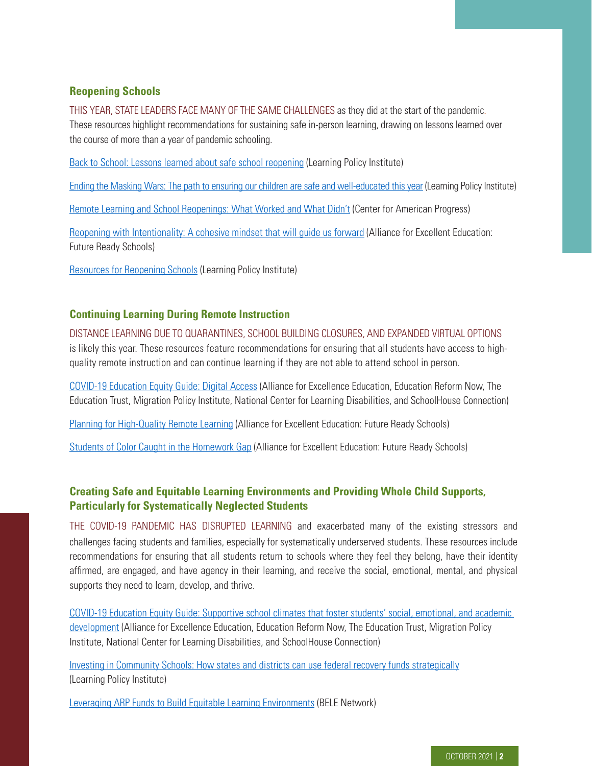### Reopening Schools

THIS YEAR, STATE LEADERS FACE MANY OF THE SAME CHALLENGES as they did at the start of the pandemic. These resources highlight recommendations for sustaining safe in-person learning, drawing on lessons learned over the course of more than a year of pandemic schooling.

Back to School: Lessons learned about safe school reopening (Learning Policy Institute)

Ending the Masking Wars: The path to ensuring our children are safe and well-educated this year (Learning Policy Institute)

Remote Learning and School Reopenings: What Worked and What Didn't (Center for American Progress)

Reopening with Intentionality: A cohesive mindset that will guide us forward (Alliance for Excellent Education: Future Ready Schools)

Resources for Reopening Schools (Learning Policy Institute)

### Continuing Learning During Remote Instruction

DISTANCE LEARNING DUE TO QUARANTINES, SCHOOL BUILDING CLOSURES, AND EXPANDED VIRTUAL OPTIONS is likely this year. These resources feature recommendations for ensuring that all students have access to high-quality remote instruction and can continue learning if they are not able to attend school in person.

COVID-19 Education Equity Guide: Digital Access (Alliance for Excellence Education, Education Reform Now, The Education Trust, Migration Policy Institute, National Center for Learning Disabilities, and SchoolHouse Connection)

Planning for High-Quality Remote Learning (Alliance for Excellent Education: Future Ready Schools)

Students of Color Caught in the Homework Gap (Alliance for Excellent Education: Future Ready Schools)

### Creating Safe and Equitable Learning Environments and Providing Whole Child Supports, Particularly for Systematically Neglected Students

THE COVID-19 PANDEMIC HAS DISRUPTED LEARNING and exacerbated many of the existing stressors and challenges facing students and families, especially for systematically underserved students. These resources include recommendations for ensuring that all students return to schools where they feel they belong, have their identity affirmed, are engaged, and have agency in their learning, and receive the social, emotional, mental, and physical supports they need to learn, develop, and thrive.

COVID-19 Education Equity Guide: Supportive school climates that foster students' social, emotional, and academic development (Alliance for Excellence Education, Education Reform Now, The Education Trust, Migration Policy Institute, National Center for Learning Disabilities, and SchoolHouse Connection)

Investing in Community Schools: How states and districts can use federal recovery funds strategically (Learning Policy Institute)

Leveraging ARP Funds to Build Equitable Learning Environments (BELE Network)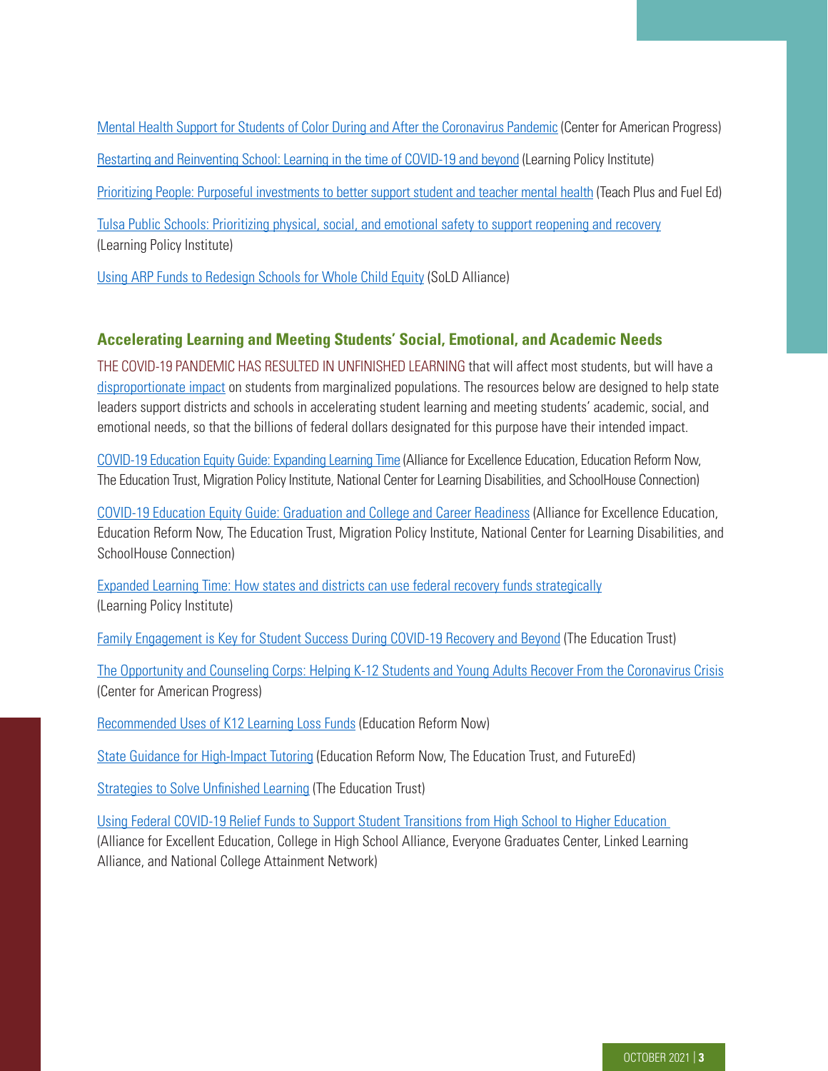Mental Health Support for Students of Color During and After the Coronavirus Pandemic (Center for American Progress)

Restarting and Reinventing School: Learning in the time of COVID-19 and beyond (Learning Policy Institute)

Prioritizing People: Purposeful investments to better support student and teacher mental health (Teach Plus and Fuel Ed)

Tulsa Public Schools: Prioritizing physical, social, and emotional safety to support reopening and recovery (Learning Policy Institute)

Using ARP Funds to Redesign Schools for Whole Child Equity (SoLD Alliance)

## Accelerating Learning and Meeting Students' Social, Emotional, and Academic Needs

THE COVID-19 PANDEMIC HAS RESULTED IN UNFINISHED LEARNING that will affect most students, but will have a disproportionate impact on students from marginalized populations. The resources below are designed to help state leaders support districts and schools in accelerating student learning and meeting students' academic, social, and emotional needs, so that the billions of federal dollars designated for this purpose have their intended impact.

COVID-19 Education Equity Guide: Expanding Learning Time (Alliance for Excellence Education, Education Reform Now, The Education Trust, Migration Policy Institute, National Center for Learning Disabilities, and SchoolHouse Connection)

COVID-19 Education Equity Guide: Graduation and College and Career Readiness (Alliance for Excellence Education, Education Reform Now, The Education Trust, Migration Policy Institute, National Center for Learning Disabilities, and SchoolHouse Connection)

Expanded Learning Time: How states and districts can use federal recovery funds strategically (Learning Policy Institute)

Family Engagement is Key for Student Success During COVID-19 Recovery and Beyond (The Education Trust)

The Opportunity and Counseling Corps: Helping K-12 Students and Young Adults Recover From the Coronavirus Crisis (Center for American Progress)

Recommended Uses of K12 Learning Loss Funds (Education Reform Now)

State Guidance for High-Impact Tutoring (Education Reform Now, The Education Trust, and FutureEd)

Strategies to Solve Unfinished Learning (The Education Trust)

Using Federal COVID-19 Relief Funds to Support Student Transitions from High School to Higher Education (Alliance for Excellent Education, College in High School Alliance, Everyone Graduates Center, Linked Learning Alliance, and National College Attainment Network)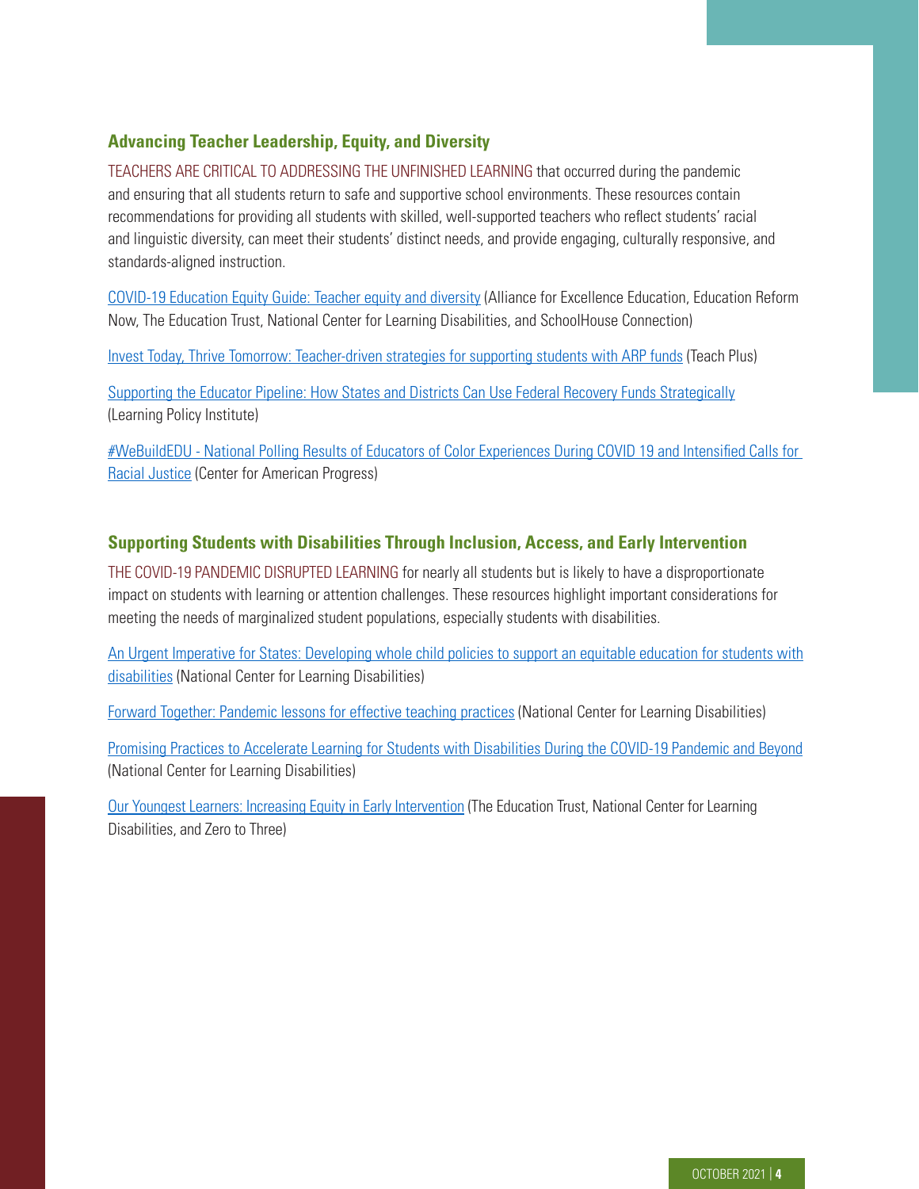### Advancing Teacher Leadership, Equity, and Diversity

TEACHERS ARE CRITICAL TO ADDRESSING THE UNFINISHED LEARNING that occurred during the pandemic and ensuring that all students return to safe and supportive school environments. These resources contain recommendations for providing all students with skilled, well-supported teachers who reflect students' racial and linguistic diversity, can meet their students' distinct needs, and provide engaging, culturally responsive, and standards-aligned instruction.

COVID-19 Education Equity Guide: Teacher equity and diversity (Alliance for Excellence Education, Education Reform Now, The Education Trust, National Center for Learning Disabilities, and SchoolHouse Connection)

Invest Today, Thrive Tomorrow: Teacher-driven strategies for supporting students with ARP funds (Teach Plus)

Supporting the Educator Pipeline: How States and Districts Can Use Federal Recovery Funds Strategically (Learning Policy Institute)

#WeBuildEDU - National Polling Results of Educators of Color Experiences During COVID 19 and Intensified Calls for Racial Justice (Center for American Progress)

### Supporting Students with Disabilities Through Inclusion, Access, and Early Intervention

THE COVID-19 PANDEMIC DISRUPTED LEARNING for nearly all students but is likely to have a disproportionate impact on students with learning or attention challenges. These resources highlight important considerations for meeting the needs of marginalized student populations, especially students with disabilities.

An Urgent Imperative for States: Developing whole child policies to support an equitable education for students with disabilities (National Center for Learning Disabilities)

Forward Together: Pandemic lessons for effective teaching practices (National Center for Learning Disabilities)

Promising Practices to Accelerate Learning for Students with Disabilities During the COVID-19 Pandemic and Beyond (National Center for Learning Disabilities)

Our Youngest Learners: Increasing Equity in Early Intervention (The Education Trust, National Center for Learning Disabilities, and Zero to Three)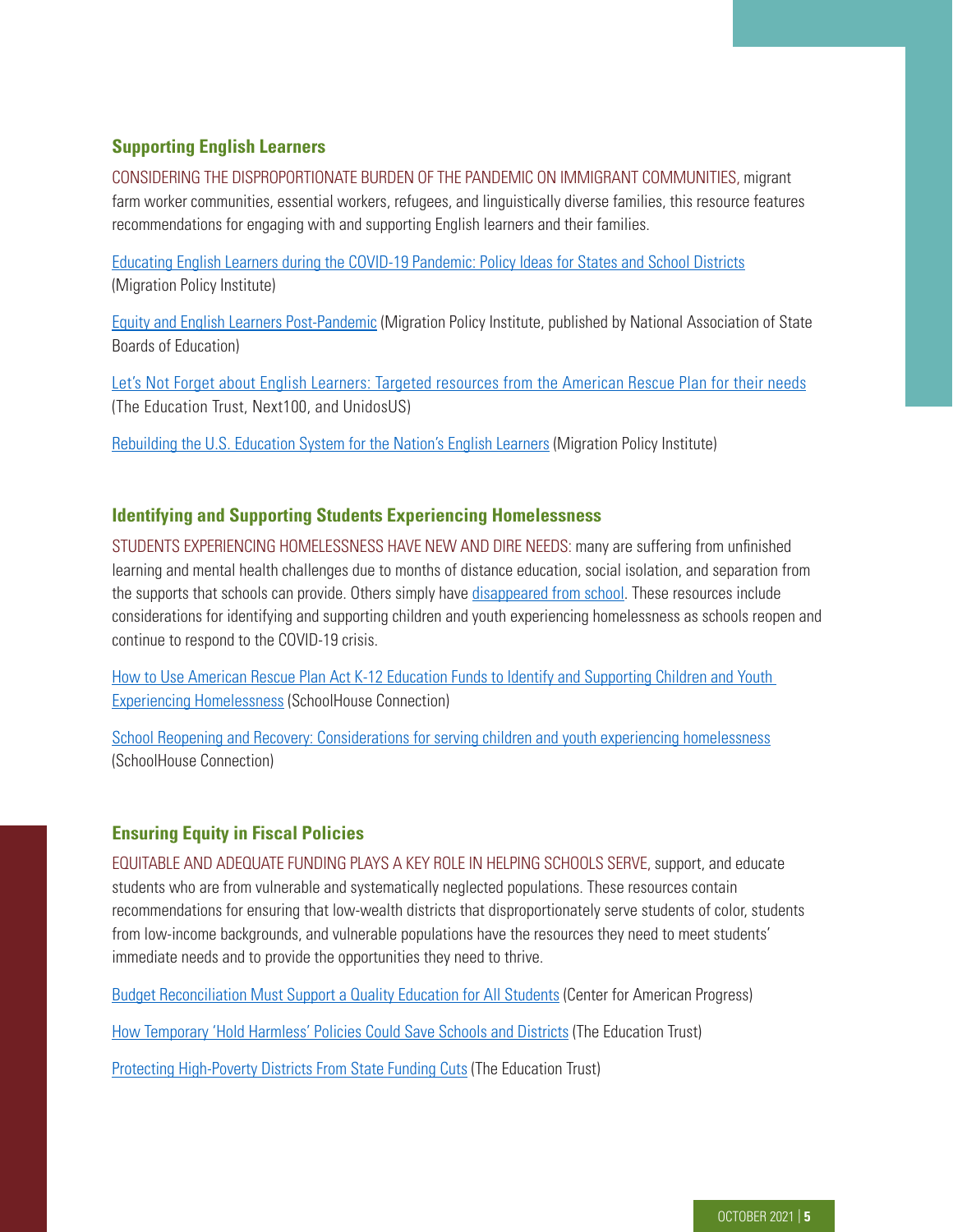## Supporting English Learners

CONSIDERING THE DISPROPORTIONATE BURDEN OF THE PANDEMIC ON IMMIGRANT COMMUNITIES, migrant farm worker communities, essential workers, refugees, and linguistically diverse families, this resource features recommendations for engaging with and supporting English learners and their families.

Educating English Learners during the COVID-19 Pandemic: Policy Ideas for States and School Districts (Migration Policy Institute)

Equity and English Learners Post-Pandemic (Migration Policy Institute, published by National Association of State Boards of Education)

Let's Not Forget about English Learners: Targeted resources from the American Rescue Plan for their needs (The Education Trust, Next100, and UnidosUS)

Rebuilding the U.S. Education System for the Nation's English Learners (Migration Policy Institute)

## Identifying and Supporting Students Experiencing Homelessness

STUDENTS EXPERIENCING HOMELESSNESS HAVE NEW AND DIRE NEEDS: many are suffering from unfinished learning and mental health challenges due to months of distance education, social isolation, and separation from the supports that schools can provide. Others simply have disappeared from school. These resources include considerations for identifying and supporting children and youth experiencing homelessness as schools reopen and continue to respond to the COVID-19 crisis.

How to Use American Rescue Plan Act K-12 Education Funds to Identify and Supporting Children and Youth Experiencing Homelessness (SchoolHouse Connection)

School Reopening and Recovery: Considerations for serving children and youth experiencing homelessness (SchoolHouse Connection)

## Ensuring Equity in Fiscal Policies

EQUITABLE AND ADEQUATE FUNDING PLAYS A KEY ROLE IN HELPING SCHOOLS SERVE, support, and educate students who are from vulnerable and systematically neglected populations. These resources contain recommendations for ensuring that low-wealth districts that disproportionately serve students of color, students from low-income backgrounds, and vulnerable populations have the resources they need to meet students' immediate needs and to provide the opportunities they need to thrive.

Budget Reconciliation Must Support a Quality Education for All Students (Center for American Progress)

How Temporary 'Hold Harmless' Policies Could Save Schools and Districts (The Education Trust)

Protecting High-Poverty Districts From State Funding Cuts (The Education Trust)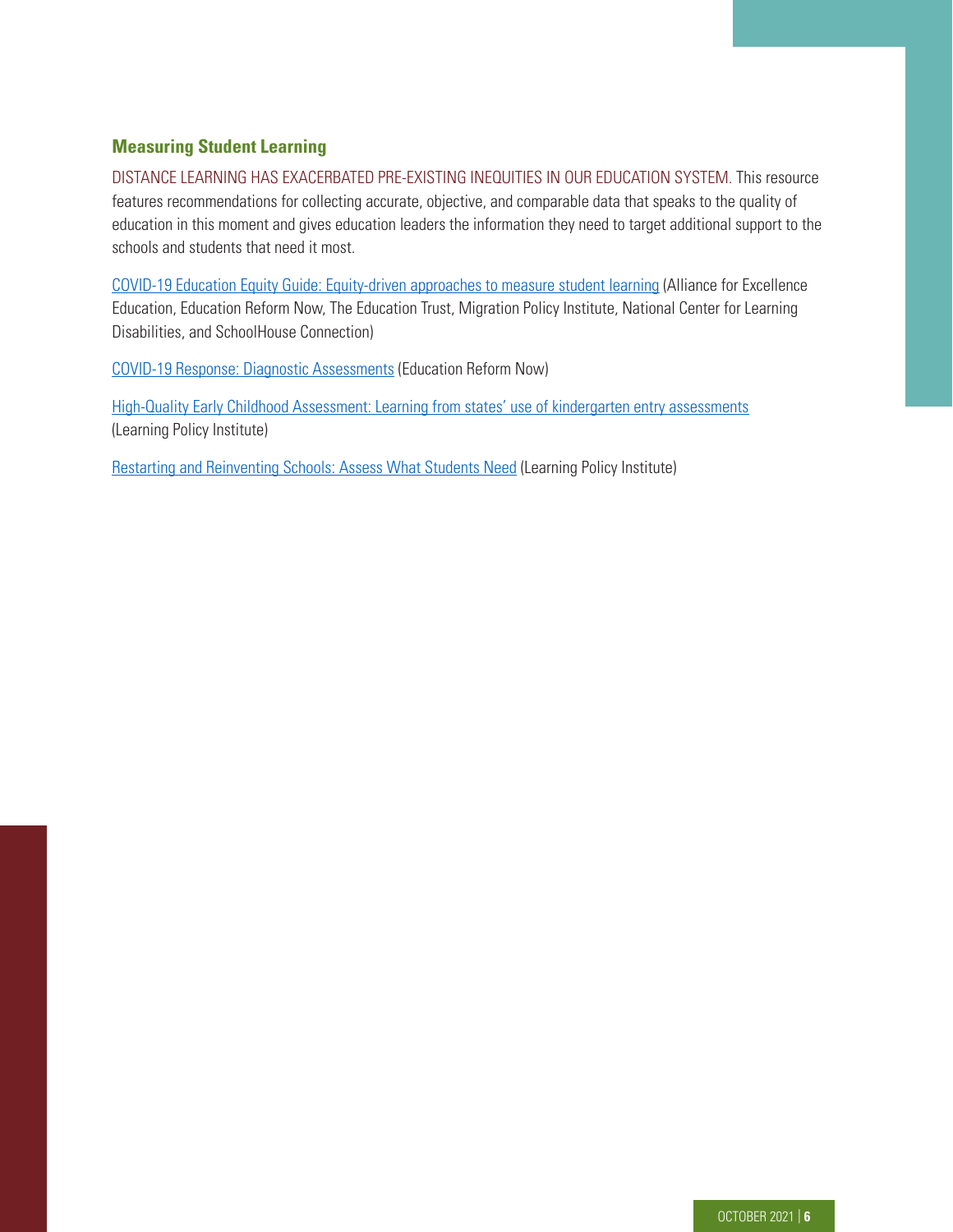### Measuring Student Learning

DISTANCE LEARNING HAS EXACERBATED PRE-EXISTING INEQUITIES IN OUR EDUCATION SYSTEM. This resource features recommendations for collecting accurate, objective, and comparable data that speaks to the quality of education in this moment and gives education leaders the information they need to target additional support to the schools and students that need it most.

COVID-19 Education Equity Guide: Equity-driven approaches to measure student learning (Alliance for Excellence Education, Education Reform Now, The Education Trust, Migration Policy Institute, National Center for Learning Disabilities, and SchoolHouse Connection)

COVID-19 Response: Diagnostic Assessments (Education Reform Now)

High-Quality Early Childhood Assessment: Learning from states' use of kindergarten entry assessments (Learning Policy Institute)

Restarting and Reinventing Schools: Assess What Students Need (Learning Policy Institute)